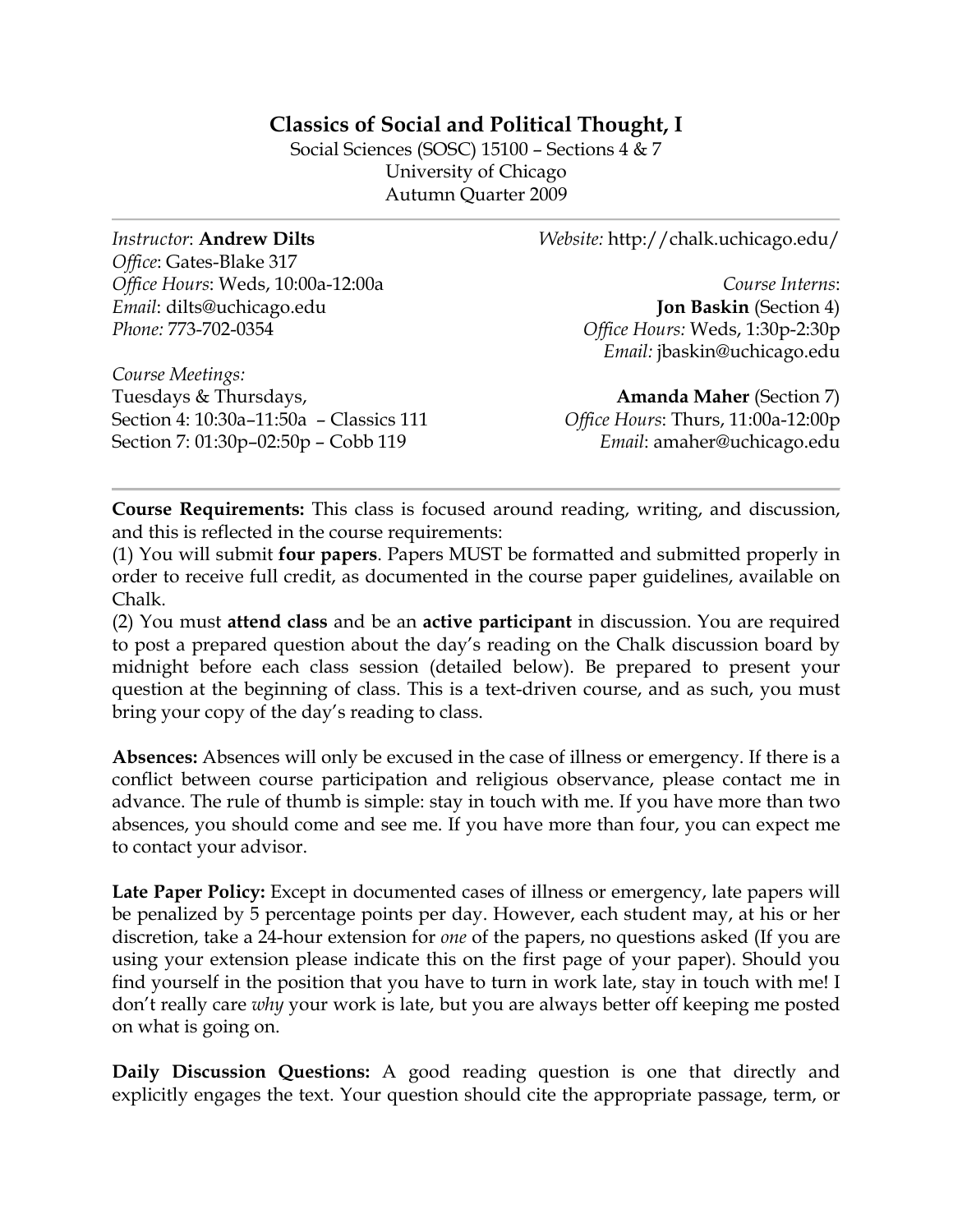# Classics of Social and Political Thought, I

Social Sciences (SOSC) 15100 – Sections 4 & 7
University of Chicago
Autumn Quarter 2009

*Instructor*: **Andrew Dilts**
*Office*: Gates-Blake 317
*Office Hours*: Weds, 10:00a-12:00a
*Email*: dilts@uchicago.edu
*Phone:* 773-702-0354

*Course Meetings:*
Tuesdays & Thursdays,
Section 4: 10:30a–11:50a – Classics 111
Section 7: 01:30p–02:50p – Cobb 119

*Website:* http://chalk.uchicago.edu/

*Course Interns*:
**Jon Baskin** (Section 4)
*Office Hours:* Weds, 1:30p-2:30p
*Email:* jbaskin@uchicago.edu

**Amanda Maher** (Section 7)
*Office Hours*: Thurs, 11:00a-12:00p
*Email*: amaher@uchicago.edu

---

**Course Requirements:** This class is focused around reading, writing, and discussion, and this is reflected in the course requirements:
(1) You will submit **four papers**. Papers MUST be formatted and submitted properly in order to receive full credit, as documented in the course paper guidelines, available on Chalk.
(2) You must **attend class** and be an **active participant** in discussion. You are required to post a prepared question about the day's reading on the Chalk discussion board by midnight before each class session (detailed below). Be prepared to present your question at the beginning of class. This is a text-driven course, and as such, you must bring your copy of the day's reading to class.

**Absences:** Absences will only be excused in the case of illness or emergency. If there is a conflict between course participation and religious observance, please contact me in advance. The rule of thumb is simple: stay in touch with me. If you have more than two absences, you should come and see me. If you have more than four, you can expect me to contact your advisor.

**Late Paper Policy:** Except in documented cases of illness or emergency, late papers will be penalized by 5 percentage points per day. However, each student may, at his or her discretion, take a 24-hour extension for *one* of the papers, no questions asked (If you are using your extension please indicate this on the first page of your paper). Should you find yourself in the position that you have to turn in work late, stay in touch with me! I don't really care *why* your work is late, but you are always better off keeping me posted on what is going on.

**Daily Discussion Questions:** A good reading question is one that directly and explicitly engages the text. Your question should cite the appropriate passage, term, or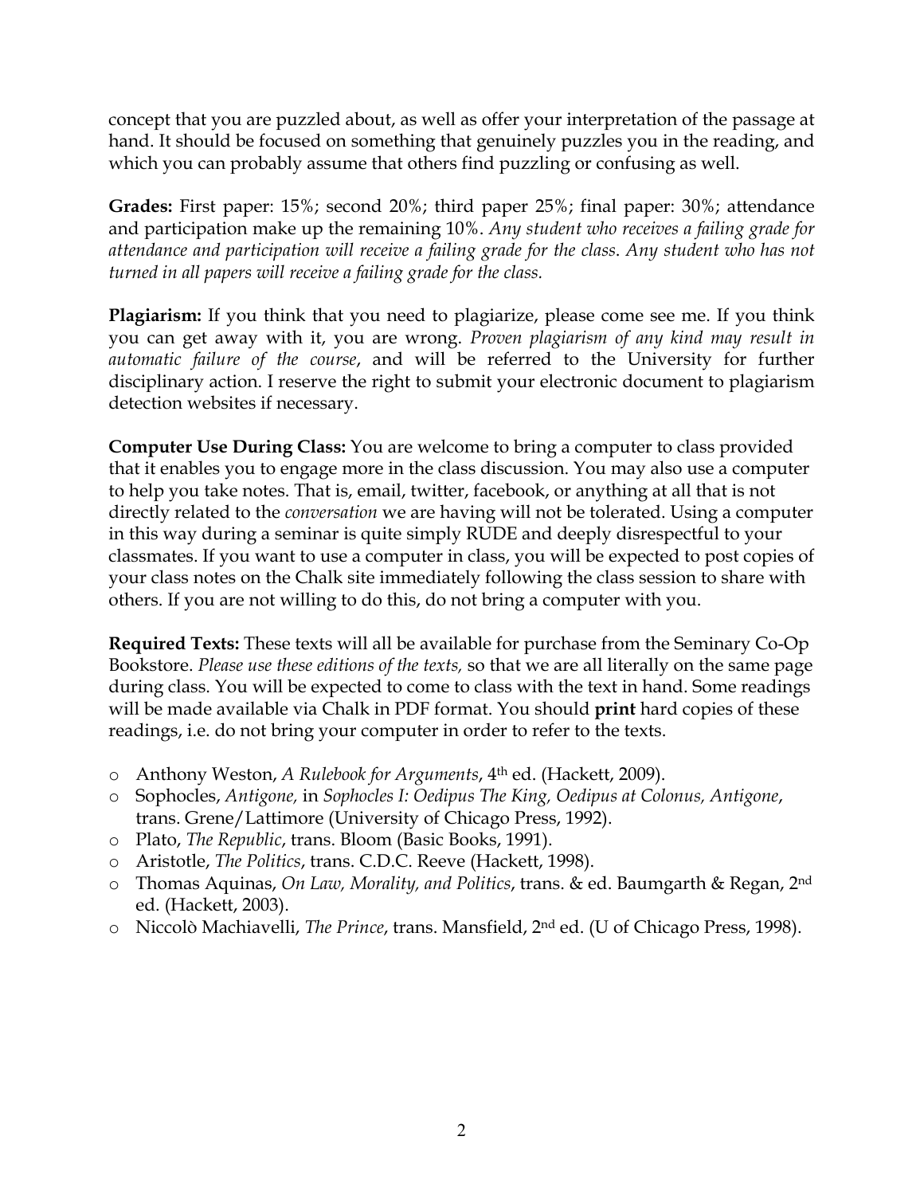concept that you are puzzled about, as well as offer your interpretation of the passage at hand. It should be focused on something that genuinely puzzles you in the reading, and which you can probably assume that others find puzzling or confusing as well.

**Grades:** First paper: 15%; second 20%; third paper 25%; final paper: 30%; attendance and participation make up the remaining 10%. *Any student who receives a failing grade for attendance and participation will receive a failing grade for the class. Any student who has not turned in all papers will receive a failing grade for the class.*

**Plagiarism:** If you think that you need to plagiarize, please come see me. If you think you can get away with it, you are wrong. *Proven plagiarism of any kind may result in automatic failure of the course*, and will be referred to the University for further disciplinary action. I reserve the right to submit your electronic document to plagiarism detection websites if necessary.

**Computer Use During Class:** You are welcome to bring a computer to class provided that it enables you to engage more in the class discussion. You may also use a computer to help you take notes. That is, email, twitter, facebook, or anything at all that is not directly related to the *conversation* we are having will not be tolerated. Using a computer in this way during a seminar is quite simply RUDE and deeply disrespectful to your classmates. If you want to use a computer in class, you will be expected to post copies of your class notes on the Chalk site immediately following the class session to share with others. If you are not willing to do this, do not bring a computer with you.

**Required Texts:** These texts will all be available for purchase from the Seminary Co-Op Bookstore. *Please use these editions of the texts,* so that we are all literally on the same page during class. You will be expected to come to class with the text in hand. Some readings will be made available via Chalk in PDF format. You should **print** hard copies of these readings, i.e. do not bring your computer in order to refer to the texts.

- Anthony Weston, *A Rulebook for Arguments*, 4th ed. (Hackett, 2009).
- Sophocles, *Antigone,* in *Sophocles I: Oedipus The King, Oedipus at Colonus, Antigone*, trans. Grene/Lattimore (University of Chicago Press, 1992).
- Plato, *The Republic*, trans. Bloom (Basic Books, 1991).
- Aristotle, *The Politics*, trans. C.D.C. Reeve (Hackett, 1998).
- Thomas Aquinas, *On Law, Morality, and Politics*, trans. & ed. Baumgarth & Regan, 2nd ed. (Hackett, 2003).
- Niccolò Machiavelli, *The Prince*, trans. Mansfield, 2nd ed. (U of Chicago Press, 1998).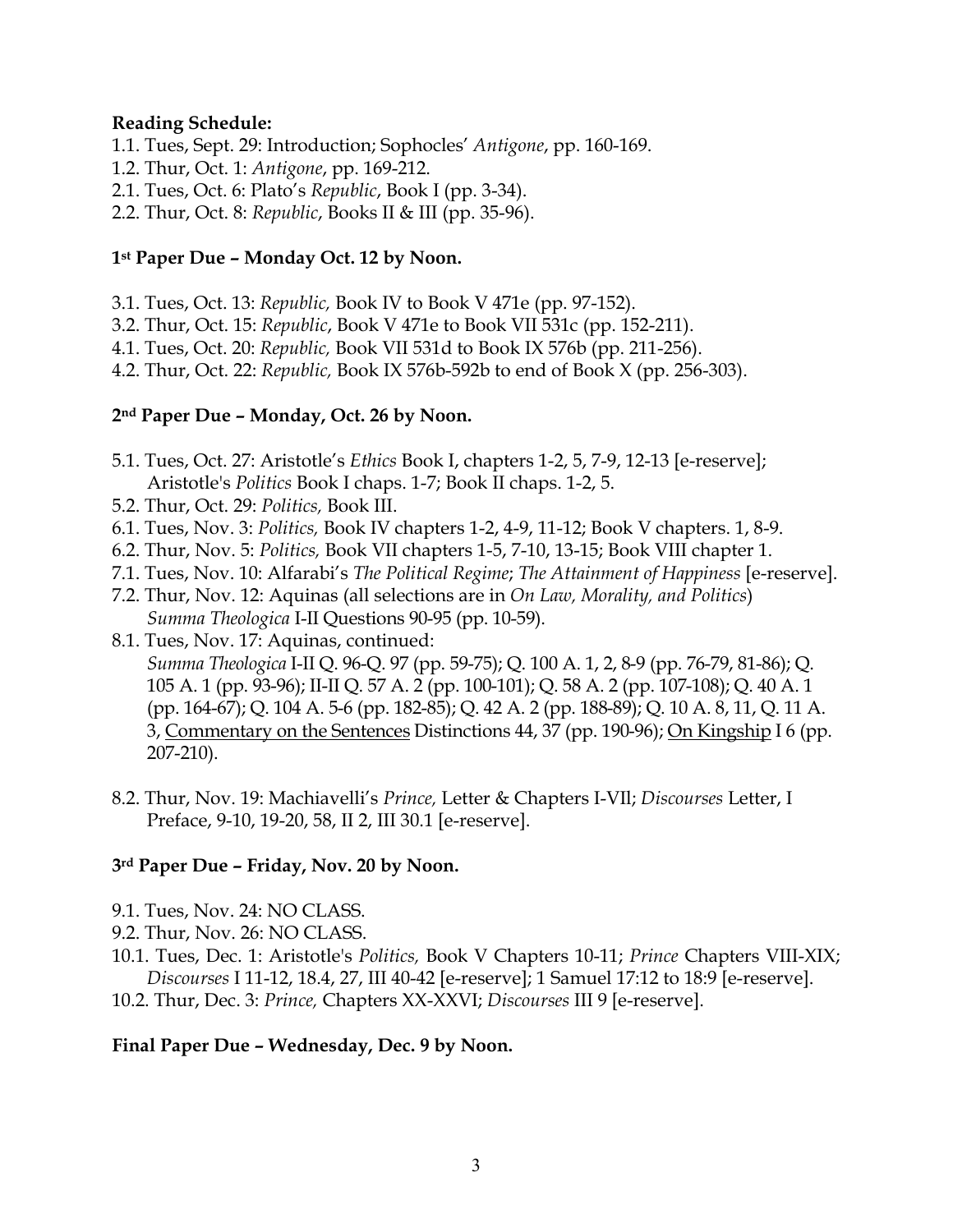**Reading Schedule:**

1.1. Tues, Sept. 29: Introduction; Sophocles' *Antigone*, pp. 160-169.
1.2. Thur, Oct. 1: *Antigone*, pp. 169-212.
2.1. Tues, Oct. 6: Plato's *Republic*, Book I (pp. 3-34).
2.2. Thur, Oct. 8: *Republic*, Books II & III (pp. 35-96).

**1st Paper Due – Monday Oct. 12 by Noon.**

3.1. Tues, Oct. 13: *Republic,* Book IV to Book V 471e (pp. 97-152).
3.2. Thur, Oct. 15: *Republic*, Book V 471e to Book VII 531c (pp. 152-211).
4.1. Tues, Oct. 20: *Republic,* Book VII 531d to Book IX 576b (pp. 211-256).
4.2. Thur, Oct. 22: *Republic,* Book IX 576b-592b to end of Book X (pp. 256-303).

**2nd Paper Due – Monday, Oct. 26 by Noon.**

5.1. Tues, Oct. 27: Aristotle's *Ethics* Book I, chapters 1-2, 5, 7-9, 12-13 [e-reserve]; Aristotle's *Politics* Book I chaps. 1-7; Book II chaps. 1-2, 5.
5.2. Thur, Oct. 29: *Politics,* Book III.
6.1. Tues, Nov. 3: *Politics,* Book IV chapters 1-2, 4-9, 11-12; Book V chapters. 1, 8-9.
6.2. Thur, Nov. 5: *Politics,* Book VII chapters 1-5, 7-10, 13-15; Book VIII chapter 1.
7.1. Tues, Nov. 10: Alfarabi's *The Political Regime*; *The Attainment of Happiness* [e-reserve].
7.2. Thur, Nov. 12: Aquinas (all selections are in *On Law, Morality, and Politics*) *Summa Theologica* I-II Questions 90-95 (pp. 10-59).
8.1. Tues, Nov. 17: Aquinas, continued: *Summa Theologica* I-II Q. 96-Q. 97 (pp. 59-75); Q. 100 A. 1, 2, 8-9 (pp. 76-79, 81-86); Q. 105 A. 1 (pp. 93-96); II-II Q. 57 A. 2 (pp. 100-101); Q. 58 A. 2 (pp. 107-108); Q. 40 A. 1 (pp. 164-67); Q. 104 A. 5-6 (pp. 182-85); Q. 42 A. 2 (pp. 188-89); Q. 10 A. 8, 11, Q. 11 A. 3, Commentary on the Sentences Distinctions 44, 37 (pp. 190-96); On Kingship I 6 (pp. 207-210).

8.2. Thur, Nov. 19: Machiavelli's *Prince,* Letter & Chapters I-VII; *Discourses* Letter, I Preface, 9-10, 19-20, 58, II 2, III 30.1 [e-reserve].

**3rd Paper Due – Friday, Nov. 20 by Noon.**

9.1. Tues, Nov. 24: NO CLASS.
9.2. Thur, Nov. 26: NO CLASS.
10.1. Tues, Dec. 1: Aristotle's *Politics,* Book V Chapters 10-11; *Prince* Chapters VIII-XIX; *Discourses* I 11-12, 18.4, 27, III 40-42 [e-reserve]; 1 Samuel 17:12 to 18:9 [e-reserve].
10.2. Thur, Dec. 3: *Prince,* Chapters XX-XXVI; *Discourses* III 9 [e-reserve].

**Final Paper Due – Wednesday, Dec. 9 by Noon.**